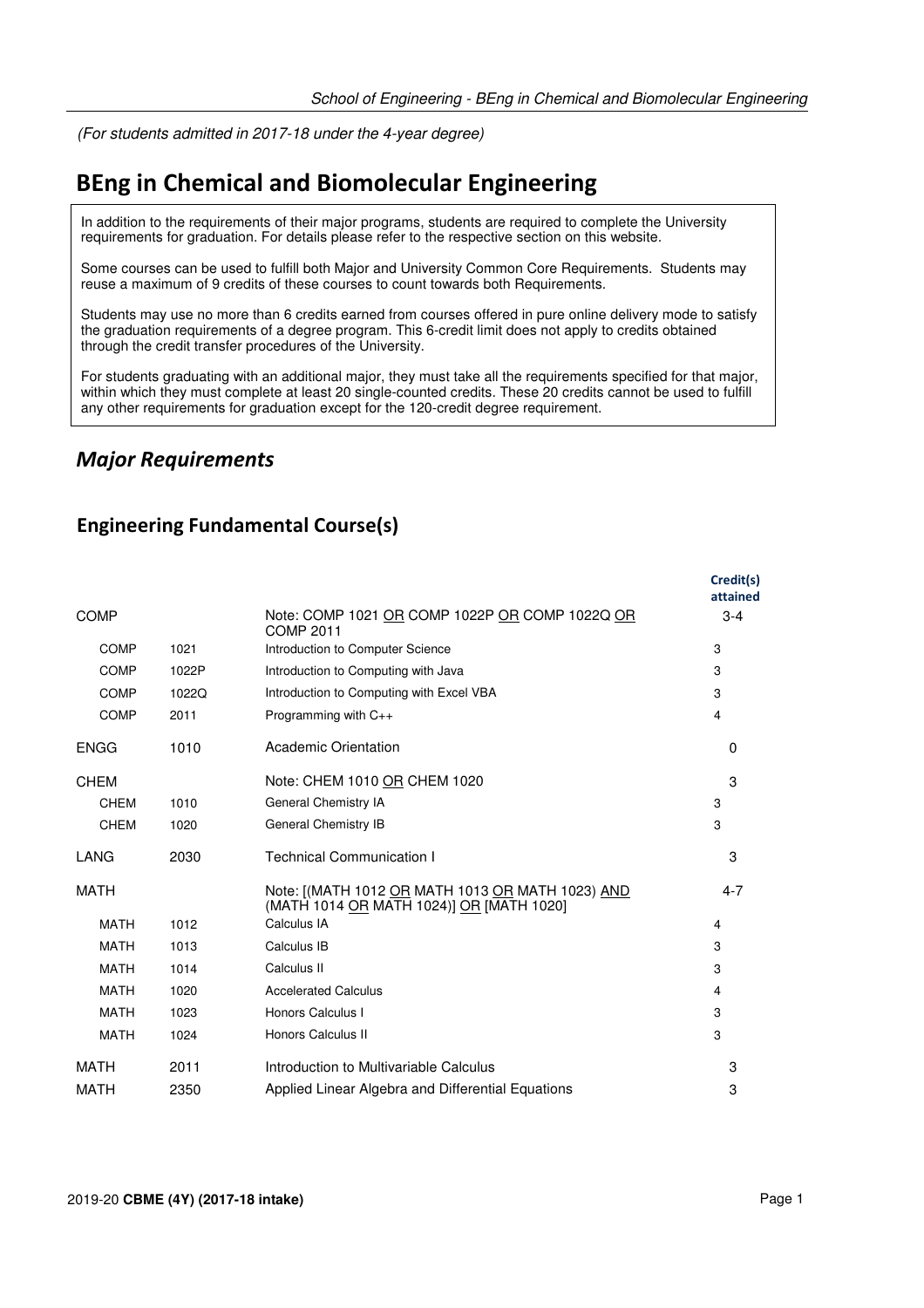*(For students admitted in 2017-18 under the 4-year degree)*

# BEng in Chemical and Biomolecular Engineering

In addition to the requirements of their major programs, students are required to complete the University requirements for graduation. For details please refer to the respective section on this website.

Some courses can be used to fulfill both Major and University Common Core Requirements. Students may reuse a maximum of 9 credits of these courses to count towards both Requirements.

Students may use no more than 6 credits earned from courses offered in pure online delivery mode to satisfy the graduation requirements of a degree program. This 6-credit limit does not apply to credits obtained through the credit transfer procedures of the University.

For students graduating with an additional major, they must take all the requirements specified for that major, within which they must complete at least 20 single-counted credits. These 20 credits cannot be used to fulfill any other requirements for graduation except for the 120-credit degree requirement.

## *Major Requirements*

### Engineering Fundamental Course(s)

| | | | Credit(s) attained |
|---|---|---|---|
| COMP | | Note: COMP 1021 OR COMP 1022P OR COMP 1022Q OR COMP 2011 | 3-4 |
| COMP | 1021 | Introduction to Computer Science | 3 |
| COMP | 1022P | Introduction to Computing with Java | 3 |
| COMP | 1022Q | Introduction to Computing with Excel VBA | 3 |
| COMP | 2011 | Programming with C++ | 4 |
| ENGG | 1010 | Academic Orientation | 0 |
| CHEM | | Note: CHEM 1010 OR CHEM 1020 | 3 |
| CHEM | 1010 | General Chemistry IA | 3 |
| CHEM | 1020 | General Chemistry IB | 3 |
| LANG | 2030 | Technical Communication I | 3 |
| MATH | | Note: [(MATH 1012 OR MATH 1013 OR MATH 1023) AND (MATH 1014 OR MATH 1024)] OR [MATH 1020] | 4-7 |
| MATH | 1012 | Calculus IA | 4 |
| MATH | 1013 | Calculus IB | 3 |
| MATH | 1014 | Calculus II | 3 |
| MATH | 1020 | Accelerated Calculus | 4 |
| MATH | 1023 | Honors Calculus I | 3 |
| MATH | 1024 | Honors Calculus II | 3 |
| MATH | 2011 | Introduction to Multivariable Calculus | 3 |
| MATH | 2350 | Applied Linear Algebra and Differential Equations | 3 |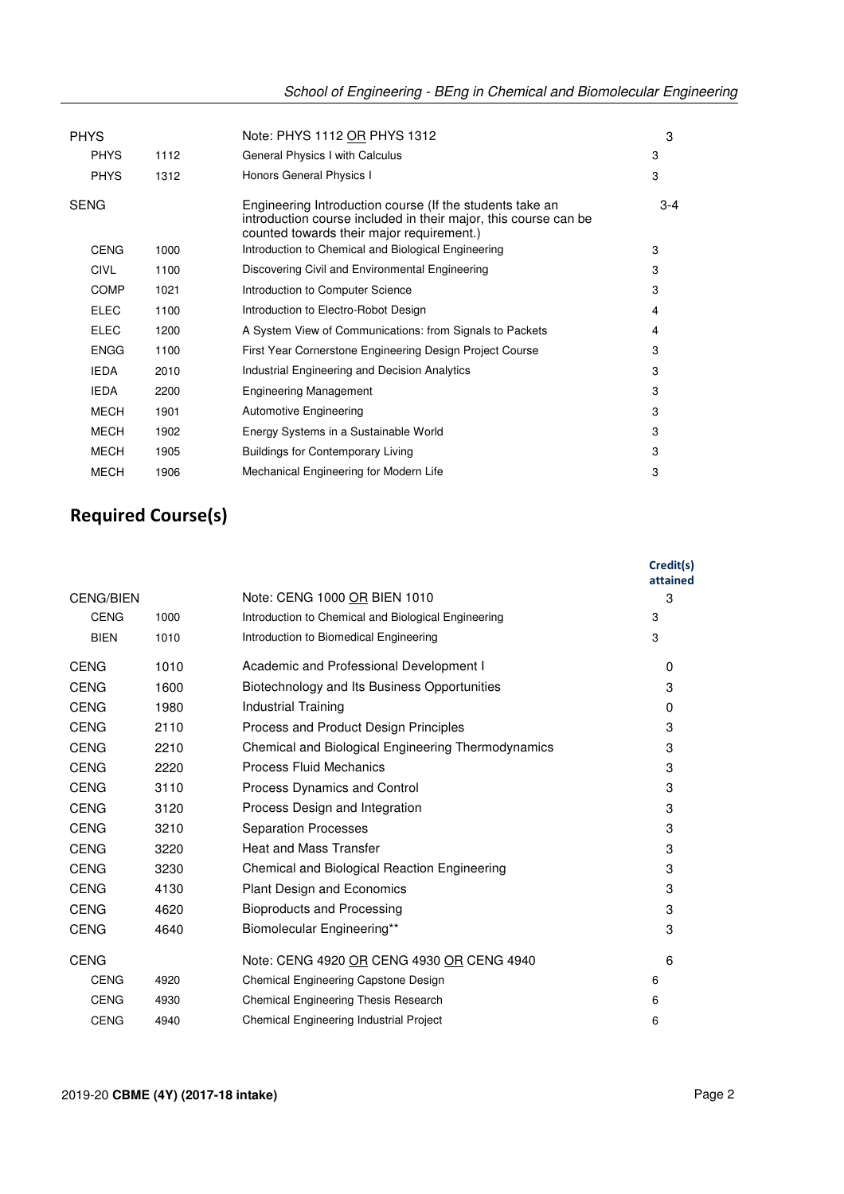| | | | |
|---|---|---|---|
| PHYS | | Note: PHYS 1112 OR PHYS 1312 | 3 |
| PHYS | 1112 | General Physics I with Calculus | 3 |
| PHYS | 1312 | Honors General Physics I | 3 |
| SENG | | Engineering Introduction course (If the students take an introduction course included in their major, this course can be counted towards their major requirement.) | 3-4 |
| CENG | 1000 | Introduction to Chemical and Biological Engineering | 3 |
| CIVL | 1100 | Discovering Civil and Environmental Engineering | 3 |
| COMP | 1021 | Introduction to Computer Science | 3 |
| ELEC | 1100 | Introduction to Electro-Robot Design | 4 |
| ELEC | 1200 | A System View of Communications: from Signals to Packets | 4 |
| ENGG | 1100 | First Year Cornerstone Engineering Design Project Course | 3 |
| IEDA | 2010 | Industrial Engineering and Decision Analytics | 3 |
| IEDA | 2200 | Engineering Management | 3 |
| MECH | 1901 | Automotive Engineering | 3 |
| MECH | 1902 | Energy Systems in a Sustainable World | 3 |
| MECH | 1905 | Buildings for Contemporary Living | 3 |
| MECH | 1906 | Mechanical Engineering for Modern Life | 3 |

## Required Course(s)

| | | | Credit(s) attained |
|---|---|---|---|
| CENG/BIEN | | Note: CENG 1000 OR BIEN 1010 | 3 |
| CENG | 1000 | Introduction to Chemical and Biological Engineering | 3 |
| BIEN | 1010 | Introduction to Biomedical Engineering | 3 |
| CENG | 1010 | Academic and Professional Development I | 0 |
| CENG | 1600 | Biotechnology and Its Business Opportunities | 3 |
| CENG | 1980 | Industrial Training | 0 |
| CENG | 2110 | Process and Product Design Principles | 3 |
| CENG | 2210 | Chemical and Biological Engineering Thermodynamics | 3 |
| CENG | 2220 | Process Fluid Mechanics | 3 |
| CENG | 3110 | Process Dynamics and Control | 3 |
| CENG | 3120 | Process Design and Integration | 3 |
| CENG | 3210 | Separation Processes | 3 |
| CENG | 3220 | Heat and Mass Transfer | 3 |
| CENG | 3230 | Chemical and Biological Reaction Engineering | 3 |
| CENG | 4130 | Plant Design and Economics | 3 |
| CENG | 4620 | Bioproducts and Processing | 3 |
| CENG | 4640 | Biomolecular Engineering** | 3 |
| CENG | | Note: CENG 4920 OR CENG 4930 OR CENG 4940 | 6 |
| CENG | 4920 | Chemical Engineering Capstone Design | 6 |
| CENG | 4930 | Chemical Engineering Thesis Research | 6 |
| CENG | 4940 | Chemical Engineering Industrial Project | 6 |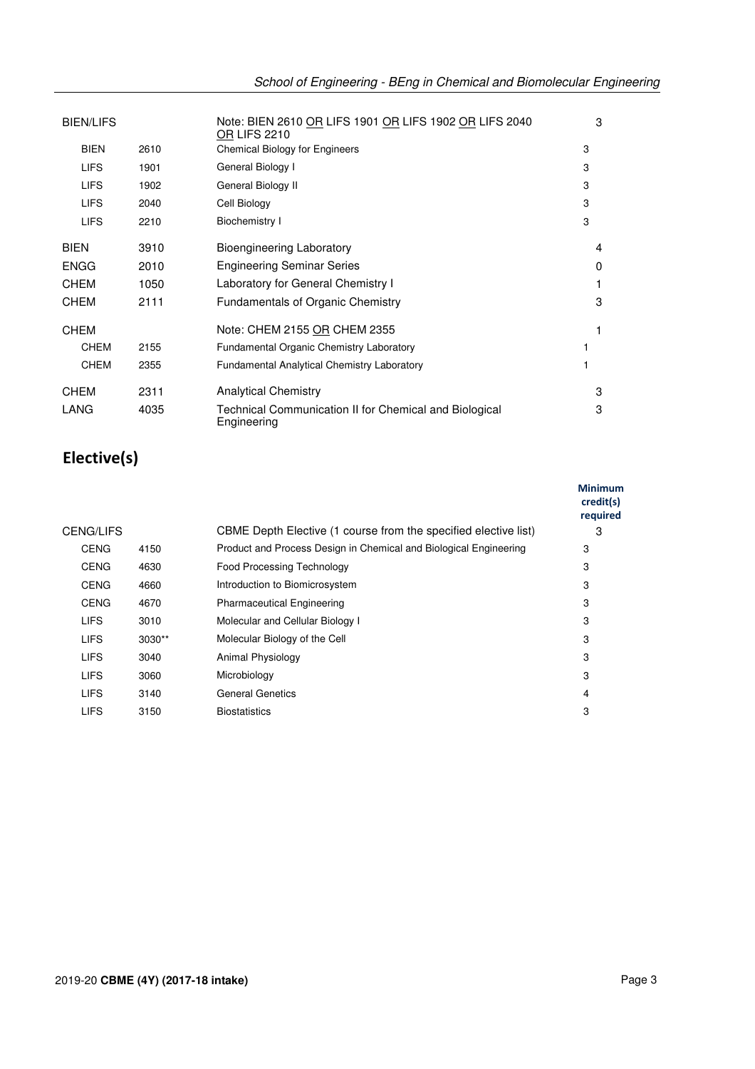| | | | |
|---|---|---|---|
| BIEN/LIFS | | Note: BIEN 2610 OR LIFS 1901 OR LIFS 1902 OR LIFS 2040 OR LIFS 2210 | 3 |
| BIEN | 2610 | Chemical Biology for Engineers | 3 |
| LIFS | 1901 | General Biology I | 3 |
| LIFS | 1902 | General Biology II | 3 |
| LIFS | 2040 | Cell Biology | 3 |
| LIFS | 2210 | Biochemistry I | 3 |
| BIEN | 3910 | Bioengineering Laboratory | 4 |
| ENGG | 2010 | Engineering Seminar Series | 0 |
| CHEM | 1050 | Laboratory for General Chemistry I | 1 |
| CHEM | 2111 | Fundamentals of Organic Chemistry | 3 |
| CHEM | | Note: CHEM 2155 OR CHEM 2355 | 1 |
| CHEM | 2155 | Fundamental Organic Chemistry Laboratory | 1 |
| CHEM | 2355 | Fundamental Analytical Chemistry Laboratory | 1 |
| CHEM | 2311 | Analytical Chemistry | 3 |
| LANG | 4035 | Technical Communication II for Chemical and Biological Engineering | 3 |

## Elective(s)

| | | | Minimum credit(s) required |
|---|---|---|---|
| CENG/LIFS | | CBME Depth Elective (1 course from the specified elective list) | 3 |
| CENG | 4150 | Product and Process Design in Chemical and Biological Engineering | 3 |
| CENG | 4630 | Food Processing Technology | 3 |
| CENG | 4660 | Introduction to Biomicrosystem | 3 |
| CENG | 4670 | Pharmaceutical Engineering | 3 |
| LIFS | 3010 | Molecular and Cellular Biology I | 3 |
| LIFS | 3030** | Molecular Biology of the Cell | 3 |
| LIFS | 3040 | Animal Physiology | 3 |
| LIFS | 3060 | Microbiology | 3 |
| LIFS | 3140 | General Genetics | 4 |
| LIFS | 3150 | Biostatistics | 3 |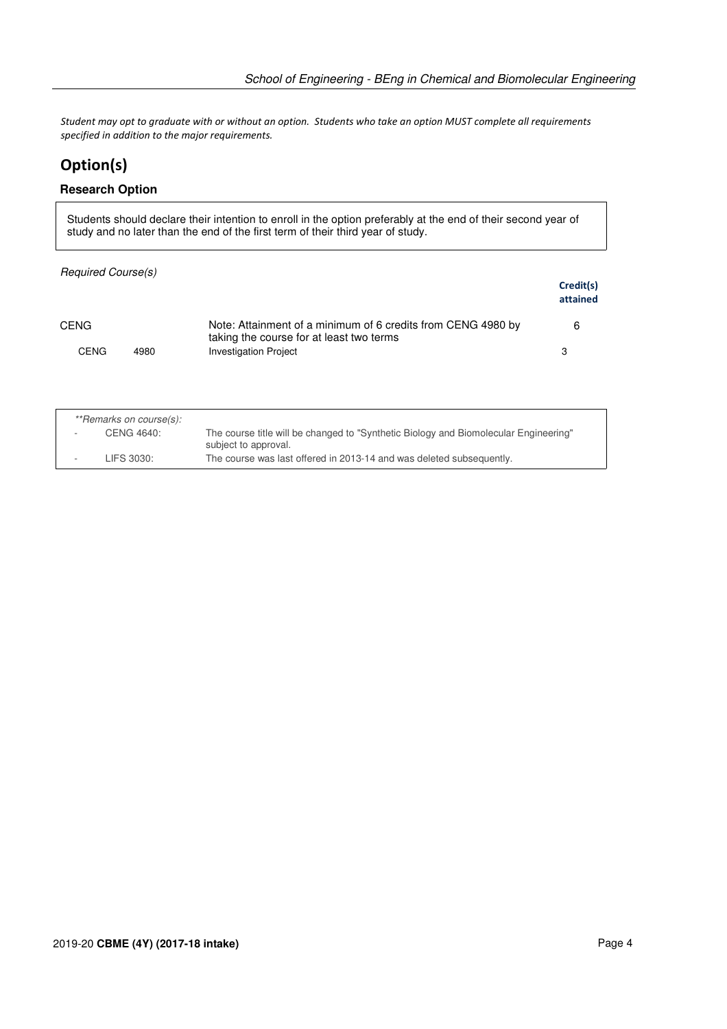*Student may opt to graduate with or without an option. Students who take an option MUST complete all requirements specified in addition to the major requirements.*

## Option(s)

### Research Option

Students should declare their intention to enroll in the option preferably at the end of their second year of study and no later than the end of the first term of their third year of study.

*Required Course(s)*

| | | | Credit(s) attained |
|---|---|---|---|
| CENG | | Note: Attainment of a minimum of 6 credits from CENG 4980 by taking the course for at least two terms | 6 |
| CENG | 4980 | Investigation Project | 3 |

*\*\*Remarks on course(s):*

- CENG 4640: The course title will be changed to "Synthetic Biology and Biomolecular Engineering" subject to approval.
- LIFS 3030: The course was last offered in 2013-14 and was deleted subsequently.